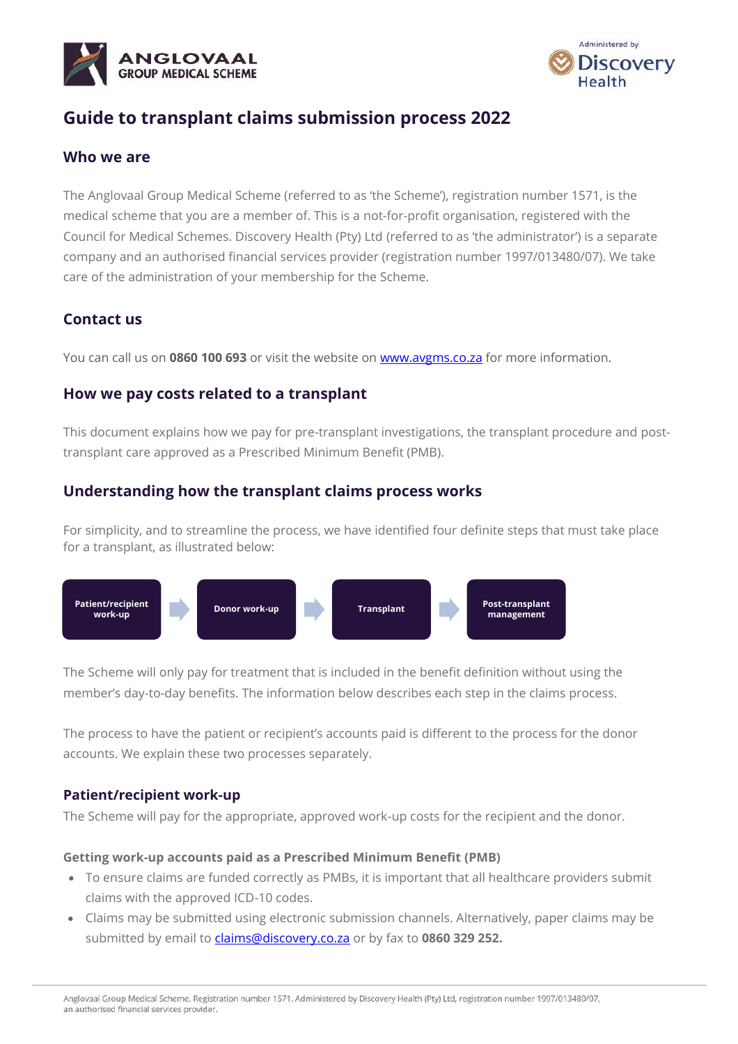# Guide to transplant claims submission process 2022

## Who we are

The Anglovaal Group Medical Scheme (referred to as 'the Scheme'), registration number 1571, is the medical scheme that you are a member of. This is a not-for-profit organisation, registered with the Council for Medical Schemes. Discovery Health (Pty) Ltd (referred to as 'the administrator') is a separate company and an authorised financial services provider (registration number 1997/013480/07). We take care of the administration of your membership for the Scheme.

## Contact us

You can call us on **0860 100 693** or visit the website on [www.avgms.co.za](www.avgms.co.za) for more information.

## How we pay costs related to a transplant

This document explains how we pay for pre-transplant investigations, the transplant procedure and post-transplant care approved as a Prescribed Minimum Benefit (PMB).

## Understanding how the transplant claims process works

For simplicity, and to streamline the process, we have identified four definite steps that must take place for a transplant, as illustrated below:

**Patient/recipient work-up** → **Donor work-up** → **Transplant** → **Post-transplant management**

The Scheme will only pay for treatment that is included in the benefit definition without using the member's day-to-day benefits. The information below describes each step in the claims process.

The process to have the patient or recipient's accounts paid is different to the process for the donor accounts. We explain these two processes separately.

### Patient/recipient work-up

The Scheme will pay for the appropriate, approved work-up costs for the recipient and the donor.

#### Getting work-up accounts paid as a Prescribed Minimum Benefit (PMB)

- To ensure claims are funded correctly as PMBs, it is important that all healthcare providers submit claims with the approved ICD-10 codes.
- Claims may be submitted using electronic submission channels. Alternatively, paper claims may be submitted by email to [claims@discovery.co.za](mailto:claims@discovery.co.za) or by fax to **0860 329 252.**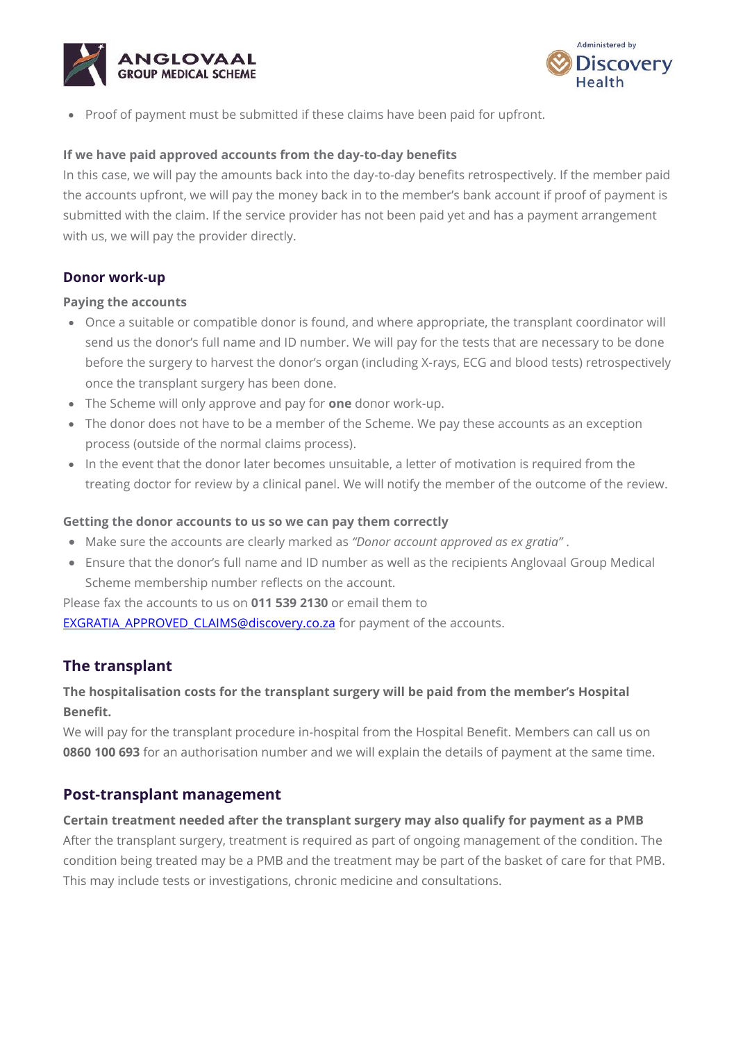- Proof of payment must be submitted if these claims have been paid for upfront.

**If we have paid approved accounts from the day-to-day benefits**

In this case, we will pay the amounts back into the day-to-day benefits retrospectively. If the member paid the accounts upfront, we will pay the money back in to the member's bank account if proof of payment is submitted with the claim. If the service provider has not been paid yet and has a payment arrangement with us, we will pay the provider directly.

### Donor work-up

**Paying the accounts**

- Once a suitable or compatible donor is found, and where appropriate, the transplant coordinator will send us the donor's full name and ID number. We will pay for the tests that are necessary to be done before the surgery to harvest the donor's organ (including X-rays, ECG and blood tests) retrospectively once the transplant surgery has been done.
- The Scheme will only approve and pay for **one** donor work-up.
- The donor does not have to be a member of the Scheme. We pay these accounts as an exception process (outside of the normal claims process).
- In the event that the donor later becomes unsuitable, a letter of motivation is required from the treating doctor for review by a clinical panel. We will notify the member of the outcome of the review.

**Getting the donor accounts to us so we can pay them correctly**

- Make sure the accounts are clearly marked as *"Donor account approved as ex gratia"* .
- Ensure that the donor's full name and ID number as well as the recipients Anglovaal Group Medical Scheme membership number reflects on the account.

Please fax the accounts to us on **011 539 2130** or email them to EXGRATIA_APPROVED_CLAIMS@discovery.co.za for payment of the accounts.

## The transplant

**The hospitalisation costs for the transplant surgery will be paid from the member's Hospital Benefit.**

We will pay for the transplant procedure in-hospital from the Hospital Benefit. Members can call us on **0860 100 693** for an authorisation number and we will explain the details of payment at the same time.

## Post-transplant management

**Certain treatment needed after the transplant surgery may also qualify for payment as a PMB**

After the transplant surgery, treatment is required as part of ongoing management of the condition. The condition being treated may be a PMB and the treatment may be part of the basket of care for that PMB. This may include tests or investigations, chronic medicine and consultations.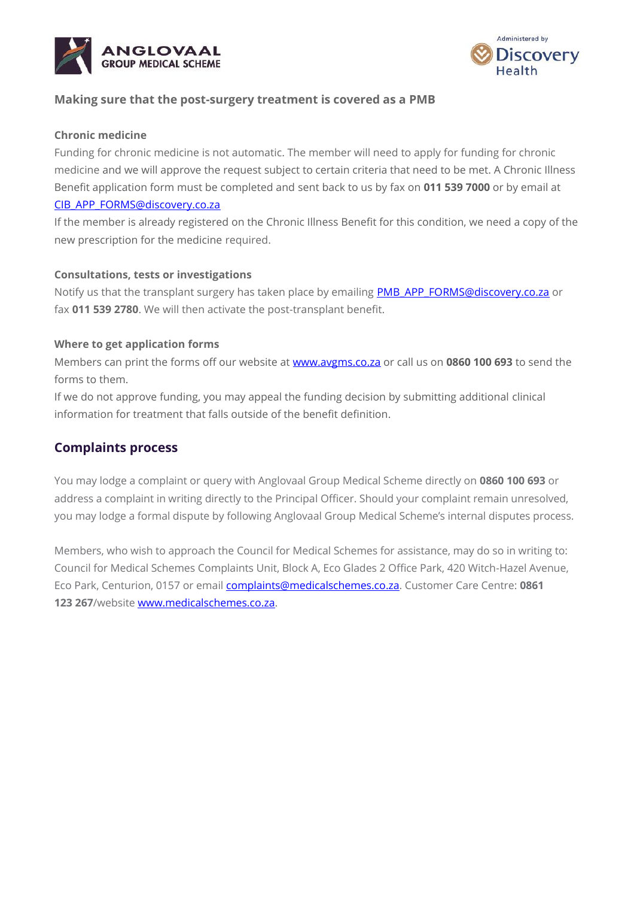### Making sure that the post-surgery treatment is covered as a PMB

**Chronic medicine**

Funding for chronic medicine is not automatic. The member will need to apply for funding for chronic medicine and we will approve the request subject to certain criteria that need to be met. A Chronic Illness Benefit application form must be completed and sent back to us by fax on **011 539 7000** or by email at CIB_APP_FORMS@discovery.co.za

If the member is already registered on the Chronic Illness Benefit for this condition, we need a copy of the new prescription for the medicine required.

**Consultations, tests or investigations**

Notify us that the transplant surgery has taken place by emailing PMB_APP_FORMS@discovery.co.za or fax **011 539 2780**. We will then activate the post-transplant benefit.

**Where to get application forms**

Members can print the forms off our website at www.avgms.co.za or call us on **0860 100 693** to send the forms to them.

If we do not approve funding, you may appeal the funding decision by submitting additional clinical information for treatment that falls outside of the benefit definition.

## Complaints process

You may lodge a complaint or query with Anglovaal Group Medical Scheme directly on **0860 100 693** or address a complaint in writing directly to the Principal Officer. Should your complaint remain unresolved, you may lodge a formal dispute by following Anglovaal Group Medical Scheme's internal disputes process.

Members, who wish to approach the Council for Medical Schemes for assistance, may do so in writing to: Council for Medical Schemes Complaints Unit, Block A, Eco Glades 2 Office Park, 420 Witch-Hazel Avenue, Eco Park, Centurion, 0157 or email complaints@medicalschemes.co.za. Customer Care Centre: **0861 123 267**/website www.medicalschemes.co.za.